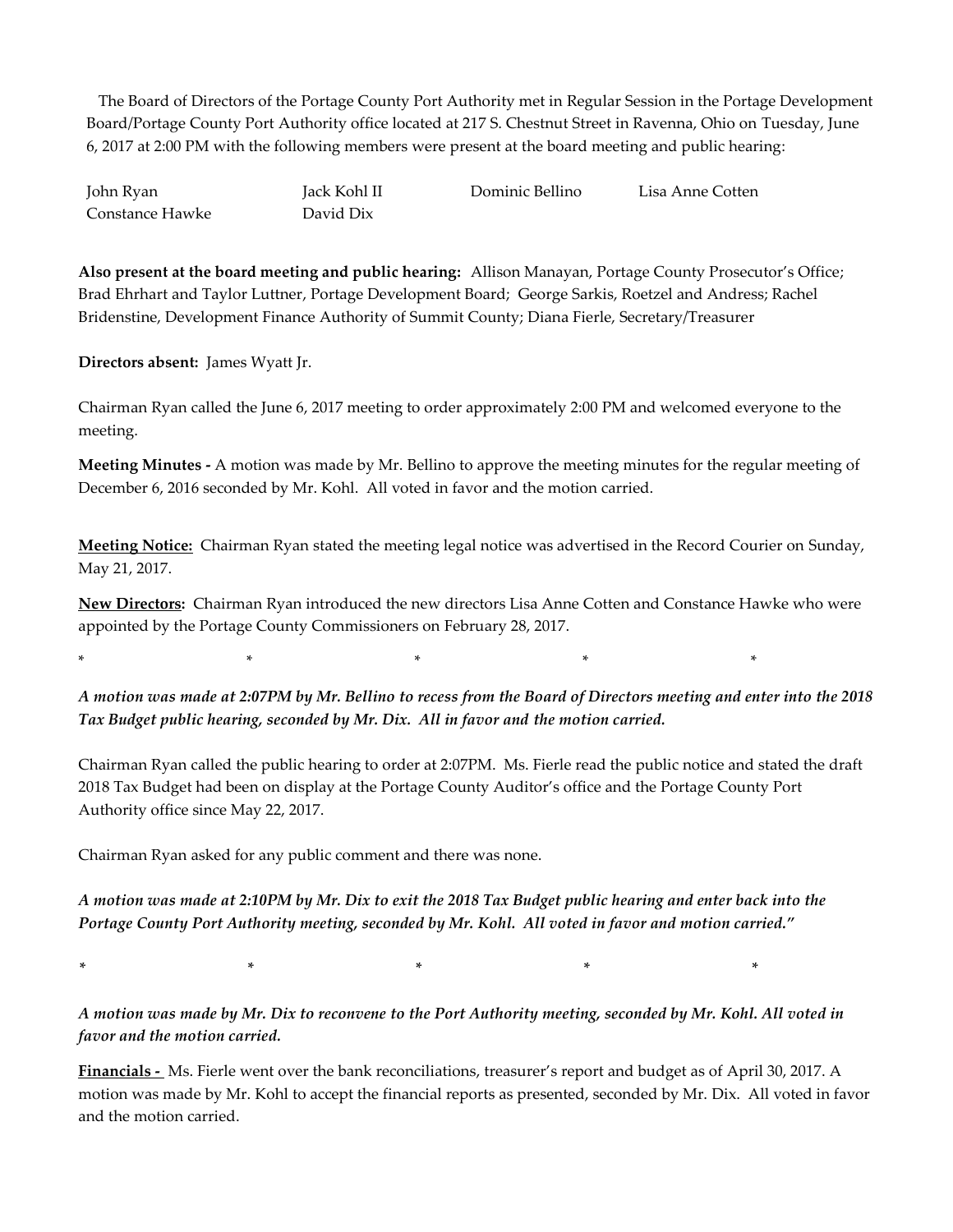The Board of Directors of the Portage County Port Authority met in Regular Session in the Portage Development Board/Portage County Port Authority office located at 217 S. Chestnut Street in Ravenna, Ohio on Tuesday, June 6, 2017 at 2:00 PM with the following members were present at the board meeting and public hearing:

| | | | |
|---|---|---|---|
| John Ryan | Jack Kohl II | Dominic Bellino | Lisa Anne Cotten |
| Constance Hawke | David Dix | | |

**Also present at the board meeting and public hearing:** Allison Manayan, Portage County Prosecutor's Office; Brad Ehrhart and Taylor Luttner, Portage Development Board; George Sarkis, Roetzel and Andress; Rachel Bridenstine, Development Finance Authority of Summit County; Diana Fierle, Secretary/Treasurer

**Directors absent:** James Wyatt Jr.

Chairman Ryan called the June 6, 2017 meeting to order approximately 2:00 PM and welcomed everyone to the meeting.

**Meeting Minutes -** A motion was made by Mr. Bellino to approve the meeting minutes for the regular meeting of December 6, 2016 seconded by Mr. Kohl. All voted in favor and the motion carried.

**Meeting Notice:** Chairman Ryan stated the meeting legal notice was advertised in the Record Courier on Sunday, May 21, 2017.

**New Directors:** Chairman Ryan introduced the new directors Lisa Anne Cotten and Constance Hawke who were appointed by the Portage County Commissioners on February 28, 2017.

\* \* \* \* \*

*A motion was made at 2:07PM by Mr. Bellino to recess from the Board of Directors meeting and enter into the 2018 Tax Budget public hearing, seconded by Mr. Dix. All in favor and the motion carried.*

Chairman Ryan called the public hearing to order at 2:07PM. Ms. Fierle read the public notice and stated the draft 2018 Tax Budget had been on display at the Portage County Auditor's office and the Portage County Port Authority office since May 22, 2017.

Chairman Ryan asked for any public comment and there was none.

*A motion was made at 2:10PM by Mr. Dix to exit the 2018 Tax Budget public hearing and enter back into the Portage County Port Authority meeting, seconded by Mr. Kohl. All voted in favor and motion carried."*

\* \* \* \* \*

*A motion was made by Mr. Dix to reconvene to the Port Authority meeting, seconded by Mr. Kohl. All voted in favor and the motion carried.*

**Financials -** Ms. Fierle went over the bank reconciliations, treasurer's report and budget as of April 30, 2017. A motion was made by Mr. Kohl to accept the financial reports as presented, seconded by Mr. Dix. All voted in favor and the motion carried.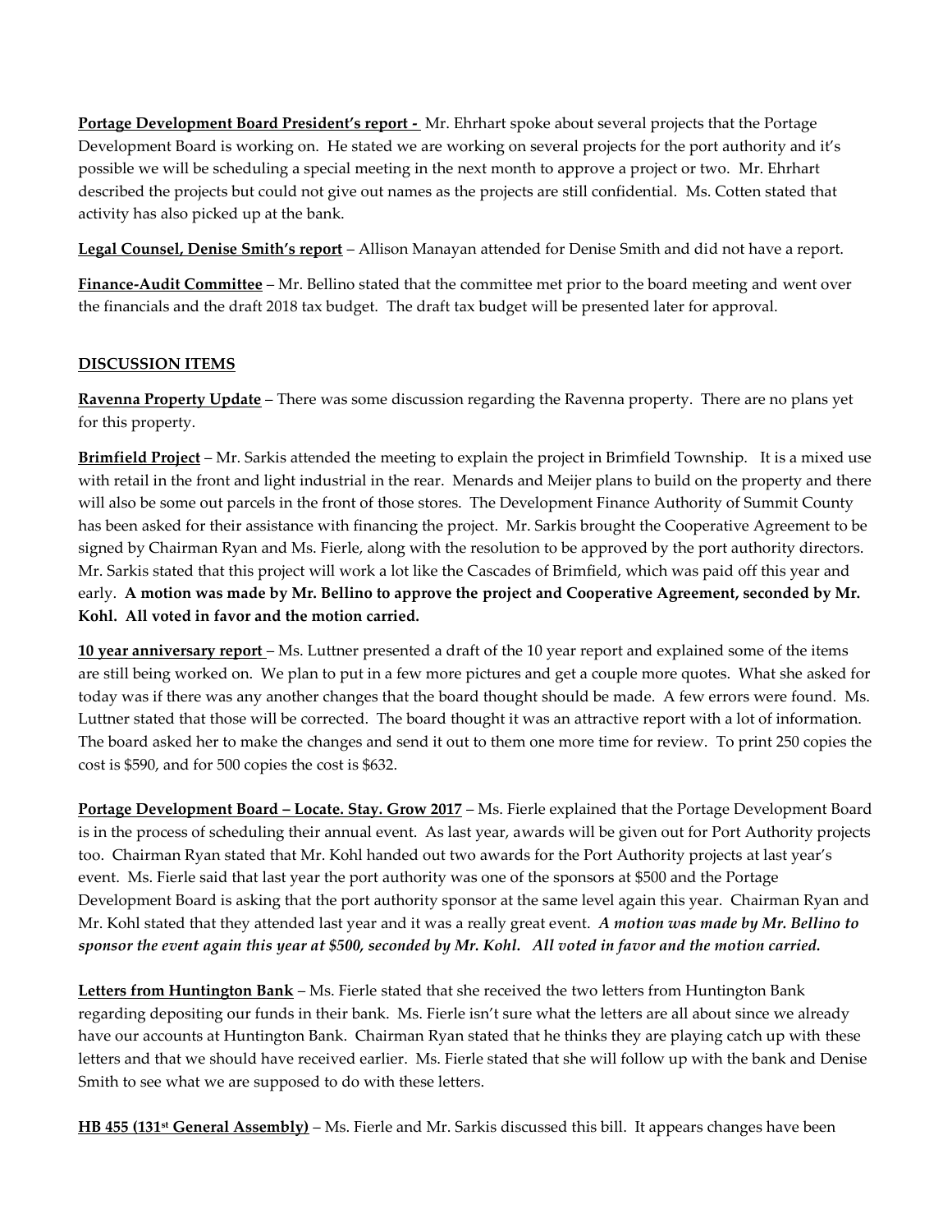**Portage Development Board President's report -** Mr. Ehrhart spoke about several projects that the Portage Development Board is working on. He stated we are working on several projects for the port authority and it's possible we will be scheduling a special meeting in the next month to approve a project or two. Mr. Ehrhart described the projects but could not give out names as the projects are still confidential. Ms. Cotten stated that activity has also picked up at the bank.

**Legal Counsel, Denise Smith's report** – Allison Manayan attended for Denise Smith and did not have a report.

**Finance-Audit Committee** – Mr. Bellino stated that the committee met prior to the board meeting and went over the financials and the draft 2018 tax budget. The draft tax budget will be presented later for approval.

**DISCUSSION ITEMS**

**Ravenna Property Update** – There was some discussion regarding the Ravenna property. There are no plans yet for this property.

**Brimfield Project** – Mr. Sarkis attended the meeting to explain the project in Brimfield Township. It is a mixed use with retail in the front and light industrial in the rear. Menards and Meijer plans to build on the property and there will also be some out parcels in the front of those stores. The Development Finance Authority of Summit County has been asked for their assistance with financing the project. Mr. Sarkis brought the Cooperative Agreement to be signed by Chairman Ryan and Ms. Fierle, along with the resolution to be approved by the port authority directors. Mr. Sarkis stated that this project will work a lot like the Cascades of Brimfield, which was paid off this year and early. **A motion was made by Mr. Bellino to approve the project and Cooperative Agreement, seconded by Mr. Kohl. All voted in favor and the motion carried.**

**10 year anniversary report** – Ms. Luttner presented a draft of the 10 year report and explained some of the items are still being worked on. We plan to put in a few more pictures and get a couple more quotes. What she asked for today was if there was any another changes that the board thought should be made. A few errors were found. Ms. Luttner stated that those will be corrected. The board thought it was an attractive report with a lot of information. The board asked her to make the changes and send it out to them one more time for review. To print 250 copies the cost is $590, and for 500 copies the cost is $632.

**Portage Development Board – Locate. Stay. Grow 2017** – Ms. Fierle explained that the Portage Development Board is in the process of scheduling their annual event. As last year, awards will be given out for Port Authority projects too. Chairman Ryan stated that Mr. Kohl handed out two awards for the Port Authority projects at last year's event. Ms. Fierle said that last year the port authority was one of the sponsors at $500 and the Portage Development Board is asking that the port authority sponsor at the same level again this year. Chairman Ryan and Mr. Kohl stated that they attended last year and it was a really great event. ***A motion was made by Mr. Bellino to sponsor the event again this year at $500, seconded by Mr. Kohl. All voted in favor and the motion carried.***

**Letters from Huntington Bank** – Ms. Fierle stated that she received the two letters from Huntington Bank regarding depositing our funds in their bank. Ms. Fierle isn't sure what the letters are all about since we already have our accounts at Huntington Bank. Chairman Ryan stated that he thinks they are playing catch up with these letters and that we should have received earlier. Ms. Fierle stated that she will follow up with the bank and Denise Smith to see what we are supposed to do with these letters.

**HB 455 (131st General Assembly)** – Ms. Fierle and Mr. Sarkis discussed this bill. It appears changes have been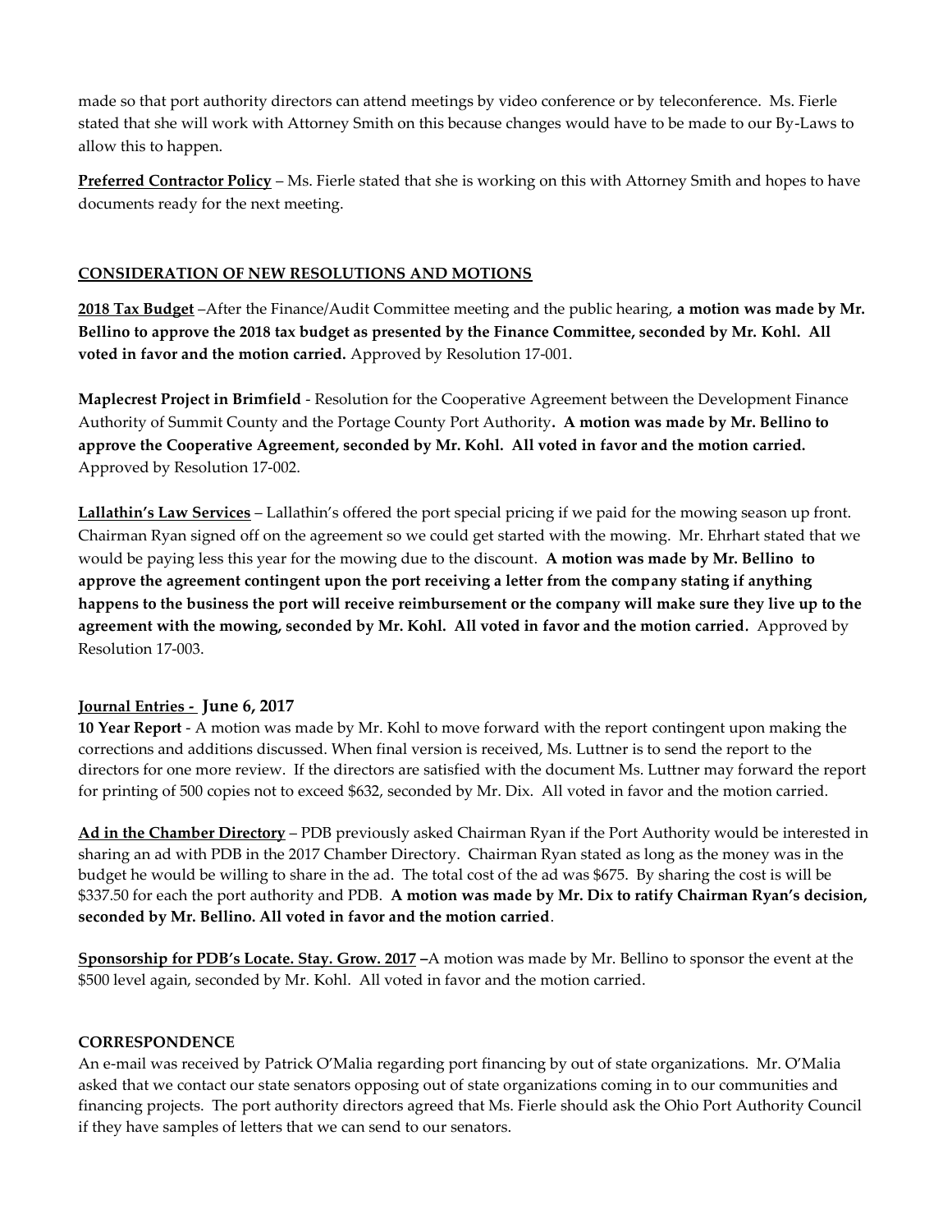made so that port authority directors can attend meetings by video conference or by teleconference. Ms. Fierle stated that she will work with Attorney Smith on this because changes would have to be made to our By-Laws to allow this to happen.

**Preferred Contractor Policy** – Ms. Fierle stated that she is working on this with Attorney Smith and hopes to have documents ready for the next meeting.

## CONSIDERATION OF NEW RESOLUTIONS AND MOTIONS

**2018 Tax Budget** –After the Finance/Audit Committee meeting and the public hearing, **a motion was made by Mr. Bellino to approve the 2018 tax budget as presented by the Finance Committee, seconded by Mr. Kohl. All voted in favor and the motion carried.** Approved by Resolution 17-001.

**Maplecrest Project in Brimfield** - Resolution for the Cooperative Agreement between the Development Finance Authority of Summit County and the Portage County Port Authority**. A motion was made by Mr. Bellino to approve the Cooperative Agreement, seconded by Mr. Kohl. All voted in favor and the motion carried.** Approved by Resolution 17-002.

**Lallathin's Law Services** – Lallathin's offered the port special pricing if we paid for the mowing season up front. Chairman Ryan signed off on the agreement so we could get started with the mowing. Mr. Ehrhart stated that we would be paying less this year for the mowing due to the discount. **A motion was made by Mr. Bellino to approve the agreement contingent upon the port receiving a letter from the company stating if anything happens to the business the port will receive reimbursement or the company will make sure they live up to the agreement with the mowing, seconded by Mr. Kohl. All voted in favor and the motion carried.** Approved by Resolution 17-003.

**Journal Entries - June 6, 2017**

**10 Year Report** - A motion was made by Mr. Kohl to move forward with the report contingent upon making the corrections and additions discussed. When final version is received, Ms. Luttner is to send the report to the directors for one more review. If the directors are satisfied with the document Ms. Luttner may forward the report for printing of 500 copies not to exceed $632, seconded by Mr. Dix. All voted in favor and the motion carried.

**Ad in the Chamber Directory** – PDB previously asked Chairman Ryan if the Port Authority would be interested in sharing an ad with PDB in the 2017 Chamber Directory. Chairman Ryan stated as long as the money was in the budget he would be willing to share in the ad. The total cost of the ad was $675. By sharing the cost is will be $337.50 for each the port authority and PDB. **A motion was made by Mr. Dix to ratify Chairman Ryan's decision, seconded by Mr. Bellino. All voted in favor and the motion carried**.

**Sponsorship for PDB's Locate. Stay. Grow. 2017** –A motion was made by Mr. Bellino to sponsor the event at the $500 level again, seconded by Mr. Kohl. All voted in favor and the motion carried.

## CORRESPONDENCE

An e-mail was received by Patrick O'Malia regarding port financing by out of state organizations. Mr. O'Malia asked that we contact our state senators opposing out of state organizations coming in to our communities and financing projects. The port authority directors agreed that Ms. Fierle should ask the Ohio Port Authority Council if they have samples of letters that we can send to our senators.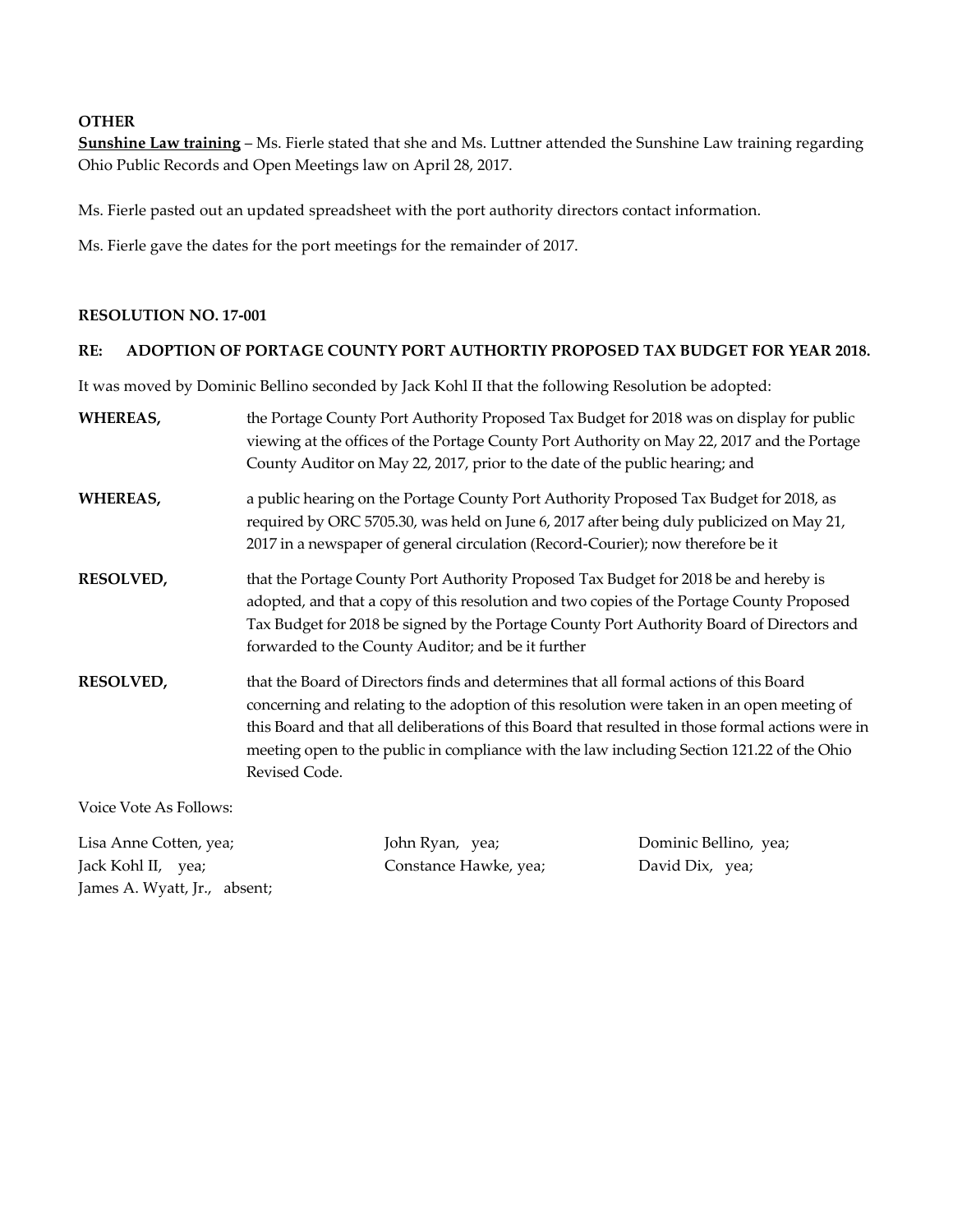**OTHER**

**<u>Sunshine Law training</u>** – Ms. Fierle stated that she and Ms. Luttner attended the Sunshine Law training regarding Ohio Public Records and Open Meetings law on April 28, 2017.

Ms. Fierle pasted out an updated spreadsheet with the port authority directors contact information.

Ms. Fierle gave the dates for the port meetings for the remainder of 2017.

**RESOLUTION NO. 17-001**

**RE: ADOPTION OF PORTAGE COUNTY PORT AUTHORTIY PROPOSED TAX BUDGET FOR YEAR 2018.**

It was moved by Dominic Bellino seconded by Jack Kohl II that the following Resolution be adopted:

**WHEREAS,** the Portage County Port Authority Proposed Tax Budget for 2018 was on display for public viewing at the offices of the Portage County Port Authority on May 22, 2017 and the Portage County Auditor on May 22, 2017, prior to the date of the public hearing; and

**WHEREAS,** a public hearing on the Portage County Port Authority Proposed Tax Budget for 2018, as required by ORC 5705.30, was held on June 6, 2017 after being duly publicized on May 21, 2017 in a newspaper of general circulation (Record-Courier); now therefore be it

**RESOLVED,** that the Portage County Port Authority Proposed Tax Budget for 2018 be and hereby is adopted, and that a copy of this resolution and two copies of the Portage County Proposed Tax Budget for 2018 be signed by the Portage County Port Authority Board of Directors and forwarded to the County Auditor; and be it further

**RESOLVED,** that the Board of Directors finds and determines that all formal actions of this Board concerning and relating to the adoption of this resolution were taken in an open meeting of this Board and that all deliberations of this Board that resulted in those formal actions were in meeting open to the public in compliance with the law including Section 121.22 of the Ohio Revised Code.

Voice Vote As Follows:

Lisa Anne Cotten, yea; John Ryan, yea; Dominic Bellino, yea;
Jack Kohl II, yea; Constance Hawke, yea; David Dix, yea;
James A. Wyatt, Jr., absent;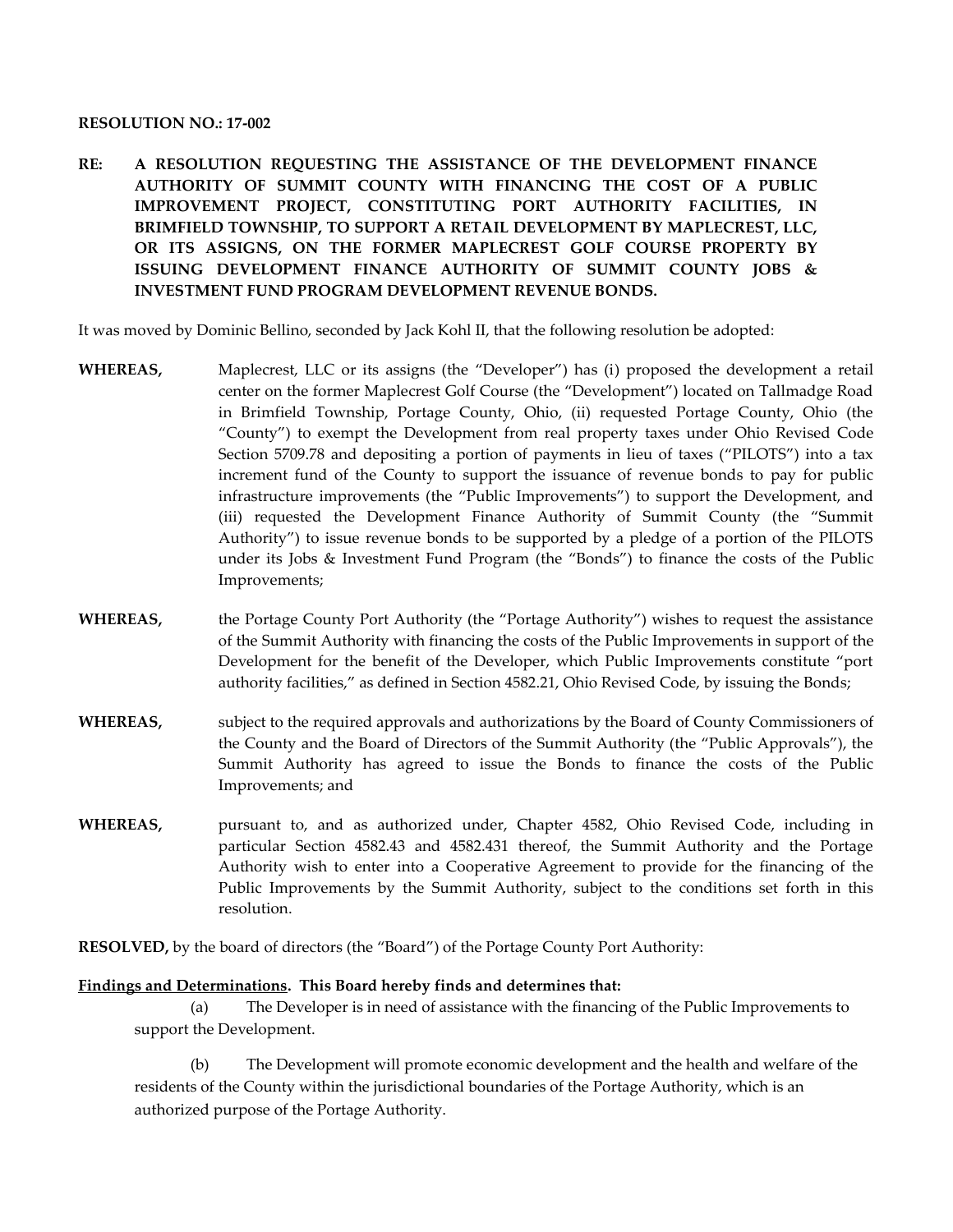**RESOLUTION NO.: 17-002**

**RE: A RESOLUTION REQUESTING THE ASSISTANCE OF THE DEVELOPMENT FINANCE AUTHORITY OF SUMMIT COUNTY WITH FINANCING THE COST OF A PUBLIC IMPROVEMENT PROJECT, CONSTITUTING PORT AUTHORITY FACILITIES, IN BRIMFIELD TOWNSHIP, TO SUPPORT A RETAIL DEVELOPMENT BY MAPLECREST, LLC, OR ITS ASSIGNS, ON THE FORMER MAPLECREST GOLF COURSE PROPERTY BY ISSUING DEVELOPMENT FINANCE AUTHORITY OF SUMMIT COUNTY JOBS & INVESTMENT FUND PROGRAM DEVELOPMENT REVENUE BONDS.**

It was moved by Dominic Bellino, seconded by Jack Kohl II, that the following resolution be adopted:

**WHEREAS,** Maplecrest, LLC or its assigns (the "Developer") has (i) proposed the development a retail center on the former Maplecrest Golf Course (the "Development") located on Tallmadge Road in Brimfield Township, Portage County, Ohio, (ii) requested Portage County, Ohio (the "County") to exempt the Development from real property taxes under Ohio Revised Code Section 5709.78 and depositing a portion of payments in lieu of taxes ("PILOTS") into a tax increment fund of the County to support the issuance of revenue bonds to pay for public infrastructure improvements (the "Public Improvements") to support the Development, and (iii) requested the Development Finance Authority of Summit County (the "Summit Authority") to issue revenue bonds to be supported by a pledge of a portion of the PILOTS under its Jobs & Investment Fund Program (the "Bonds") to finance the costs of the Public Improvements;

**WHEREAS,** the Portage County Port Authority (the "Portage Authority") wishes to request the assistance of the Summit Authority with financing the costs of the Public Improvements in support of the Development for the benefit of the Developer, which Public Improvements constitute "port authority facilities," as defined in Section 4582.21, Ohio Revised Code, by issuing the Bonds;

**WHEREAS,** subject to the required approvals and authorizations by the Board of County Commissioners of the County and the Board of Directors of the Summit Authority (the "Public Approvals"), the Summit Authority has agreed to issue the Bonds to finance the costs of the Public Improvements; and

**WHEREAS,** pursuant to, and as authorized under, Chapter 4582, Ohio Revised Code, including in particular Section 4582.43 and 4582.431 thereof, the Summit Authority and the Portage Authority wish to enter into a Cooperative Agreement to provide for the financing of the Public Improvements by the Summit Authority, subject to the conditions set forth in this resolution.

**RESOLVED,** by the board of directors (the "Board") of the Portage County Port Authority:

**Findings and Determinations. This Board hereby finds and determines that:**

(a) The Developer is in need of assistance with the financing of the Public Improvements to support the Development.

(b) The Development will promote economic development and the health and welfare of the residents of the County within the jurisdictional boundaries of the Portage Authority, which is an authorized purpose of the Portage Authority.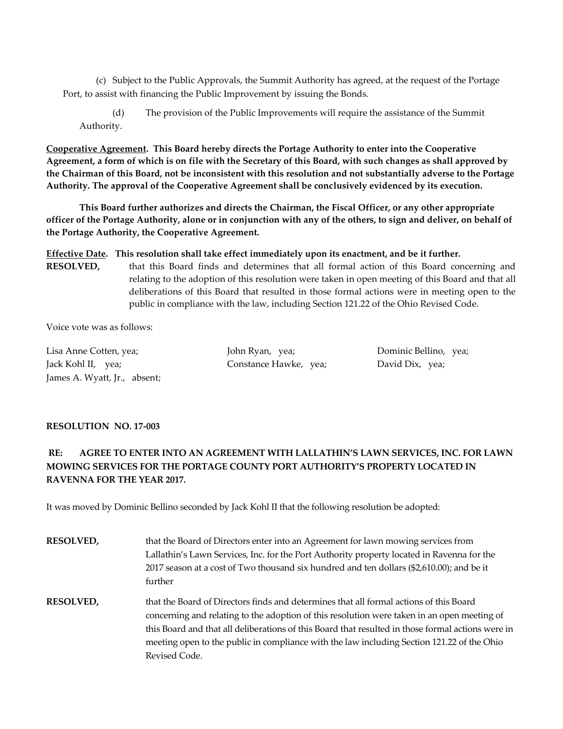(c) Subject to the Public Approvals, the Summit Authority has agreed, at the request of the Portage Port, to assist with financing the Public Improvement by issuing the Bonds.

(d) The provision of the Public Improvements will require the assistance of the Summit Authority.

**<u>Cooperative Agreement</u>. This Board hereby directs the Portage Authority to enter into the Cooperative Agreement, a form of which is on file with the Secretary of this Board, with such changes as shall approved by the Chairman of this Board, not be inconsistent with this resolution and not substantially adverse to the Portage Authority. The approval of the Cooperative Agreement shall be conclusively evidenced by its execution.**

**This Board further authorizes and directs the Chairman, the Fiscal Officer, or any other appropriate officer of the Portage Authority, alone or in conjunction with any of the others, to sign and deliver, on behalf of the Portage Authority, the Cooperative Agreement.**

**<u>Effective Date</u>. This resolution shall take effect immediately upon its enactment, and be it further.**

**RESOLVED,** that this Board finds and determines that all formal action of this Board concerning and relating to the adoption of this resolution were taken in open meeting of this Board and that all deliberations of this Board that resulted in those formal actions were in meeting open to the public in compliance with the law, including Section 121.22 of the Ohio Revised Code.

Voice vote was as follows:

Lisa Anne Cotten, yea; John Ryan, yea; Dominic Bellino, yea;
Jack Kohl II, yea; Constance Hawke, yea; David Dix, yea;
James A. Wyatt, Jr., absent;

**RESOLUTION NO. 17-003**

**RE: AGREE TO ENTER INTO AN AGREEMENT WITH LALLATHIN'S LAWN SERVICES, INC. FOR LAWN MOWING SERVICES FOR THE PORTAGE COUNTY PORT AUTHORITY'S PROPERTY LOCATED IN RAVENNA FOR THE YEAR 2017.**

It was moved by Dominic Bellino seconded by Jack Kohl II that the following resolution be adopted:

**RESOLVED,** that the Board of Directors enter into an Agreement for lawn mowing services from Lallathin's Lawn Services, Inc. for the Port Authority property located in Ravenna for the 2017 season at a cost of Two thousand six hundred and ten dollars ($2,610.00); and be it further

**RESOLVED,** that the Board of Directors finds and determines that all formal actions of this Board concerning and relating to the adoption of this resolution were taken in an open meeting of this Board and that all deliberations of this Board that resulted in those formal actions were in meeting open to the public in compliance with the law including Section 121.22 of the Ohio Revised Code.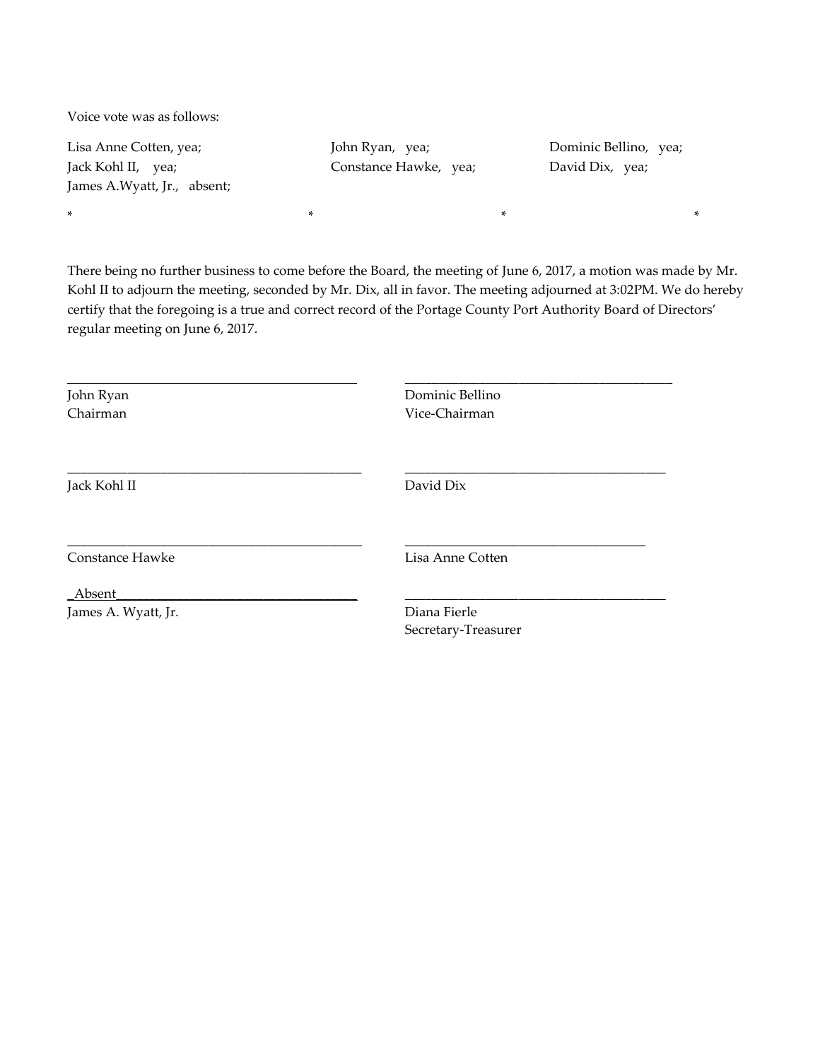Voice vote was as follows:

Lisa Anne Cotten, yea; John Ryan, yea; Dominic Bellino, yea;
Jack Kohl II, yea; Constance Hawke, yea; David Dix, yea;
James A.Wyatt, Jr., absent;

\* \* \* \*

There being no further business to come before the Board, the meeting of June 6, 2017, a motion was made by Mr. Kohl II to adjourn the meeting, seconded by Mr. Dix, all in favor. The meeting adjourned at 3:02PM. We do hereby certify that the foregoing is a true and correct record of the Portage County Port Authority Board of Directors' regular meeting on June 6, 2017.

\_\_\_\_\_\_\_\_\_\_\_\_\_\_\_\_\_\_\_\_\_\_\_\_\_\_\_\_\_\_\_\_\_\_\_\_\_\_\_\_
John Ryan
Chairman

\_\_\_\_\_\_\_\_\_\_\_\_\_\_\_\_\_\_\_\_\_\_\_\_\_\_\_\_\_\_\_\_\_\_\_\_\_\_\_\_
Dominic Bellino
Vice-Chairman

\_\_\_\_\_\_\_\_\_\_\_\_\_\_\_\_\_\_\_\_\_\_\_\_\_\_\_\_\_\_\_\_\_\_\_\_\_\_\_\_
Jack Kohl II

\_\_\_\_\_\_\_\_\_\_\_\_\_\_\_\_\_\_\_\_\_\_\_\_\_\_\_\_\_\_\_\_\_\_\_\_\_\_\_\_
David Dix

\_\_\_\_\_\_\_\_\_\_\_\_\_\_\_\_\_\_\_\_\_\_\_\_\_\_\_\_\_\_\_\_\_\_\_\_\_\_\_\_
Constance Hawke

\_\_\_\_\_\_\_\_\_\_\_\_\_\_\_\_\_\_\_\_\_\_\_\_\_\_\_\_\_\_\_\_\_\_\_\_\_\_\_\_
Lisa Anne Cotten

\_Absent\_\_\_\_\_\_\_\_\_\_\_\_\_\_\_\_\_\_\_\_\_\_\_\_\_\_\_\_\_\_\_\_\_\_
James A. Wyatt, Jr.

\_\_\_\_\_\_\_\_\_\_\_\_\_\_\_\_\_\_\_\_\_\_\_\_\_\_\_\_\_\_\_\_\_\_\_\_\_\_\_\_
Diana Fierle
Secretary-Treasurer